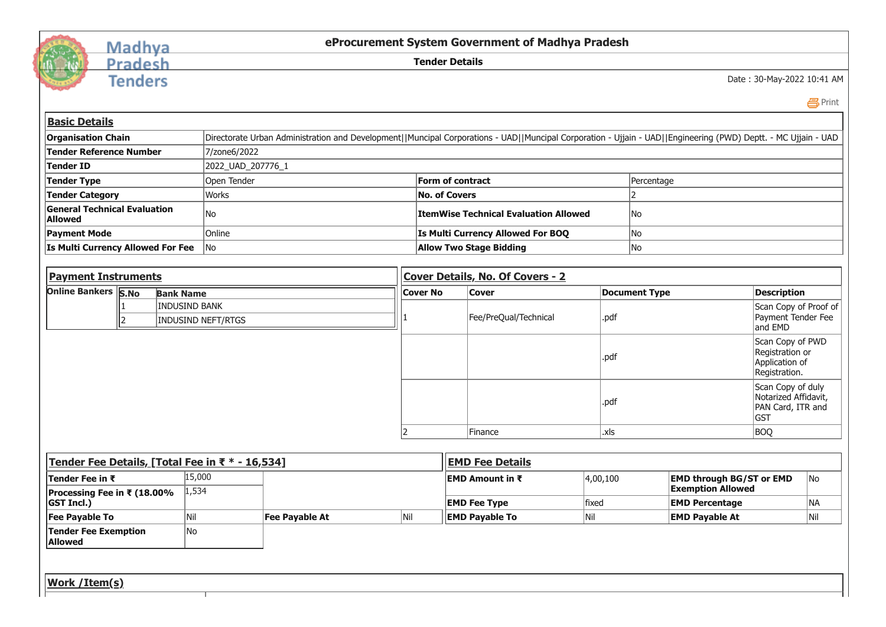Madhya Pradesh Tenders

# eProcurement System Government of Madhya Pradesh

## Tender Details

Date : 30-May-2022 10:41 AM

Print

### Basic Details

| | | | |
|---|---|---|---|
| **Organisation Chain** | Directorate Urban Administration and Development\|\|Muncipal Corporations - UAD\|\|Muncipal Corporation - Ujjain - UAD\|\|Engineering (PWD) Deptt. - MC Ujjain - UAD | | |
| **Tender Reference Number** | 7/zone6/2022 | | |
| **Tender ID** | 2022_UAD_207776_1 | | |
| **Tender Type** | Open Tender | **Form of contract** | Percentage |
| **Tender Category** | Works | **No. of Covers** | 2 |
| **General Technical Evaluation Allowed** | No | **ItemWise Technical Evaluation Allowed** | No |
| **Payment Mode** | Online | **Is Multi Currency Allowed For BOQ** | No |
| **Is Multi Currency Allowed For Fee** | No | **Allow Two Stage Bidding** | No |

### Payment Instruments

**Online Bankers**

| S.No | Bank Name |
|---|---|
| 1 | INDUSIND BANK |
| 2 | INDUSIND NEFT/RTGS |

### Cover Details, No. Of Covers - 2

| Cover No | Cover | Document Type | Description |
|---|---|---|---|
| 1 | Fee/PreQual/Technical | .pdf | Scan Copy of Proof of Payment Tender Fee and EMD |
| | | .pdf | Scan Copy of PWD Registration or Application of Registration. |
| | | .pdf | Scan Copy of duly Notarized Affidavit, PAN Card, ITR and GST |
| 2 | Finance | .xls | BOQ |

### Tender Fee Details, [Total Fee in ₹ * - 16,534]

| | | | |
|---|---|---|---|
| **Tender Fee in ₹** | 15,000 | | |
| **Processing Fee in ₹ (18.00% GST Incl.)** | 1,534 | | |
| **Fee Payable To** | Nil | **Fee Payable At** | Nil |
| **Tender Fee Exemption Allowed** | No | | |

### EMD Fee Details

| | | | |
|---|---|---|---|
| **EMD Amount in ₹** | 4,00,100 | **EMD through BG/ST or EMD Exemption Allowed** | No |
| **EMD Fee Type** | fixed | **EMD Percentage** | NA |
| **EMD Payable To** | Nil | **EMD Payable At** | Nil |

### Work /Item(s)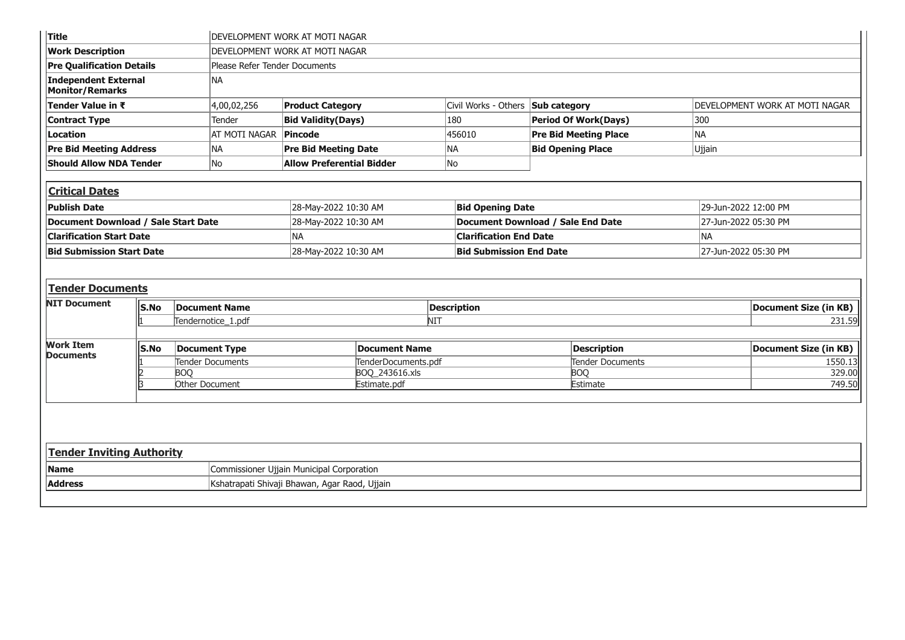| | | | | | | | |
|---|---|---|---|---|---|---|---|
| **Title** | DEVELOPMENT WORK AT MOTI NAGAR | | | | | | |
| **Work Description** | DEVELOPMENT WORK AT MOTI NAGAR | | | | | | |
| **Pre Qualification Details** | Please Refer Tender Documents | | | | | | |
| **Independent External Monitor/Remarks** | NA | | | | | | |
| **Tender Value in ₹** | 4,00,02,256 | **Product Category** | Civil Works - Others | **Sub category** | DEVELOPMENT WORK AT MOTI NAGAR | | |
| **Contract Type** | Tender | **Bid Validity(Days)** | 180 | **Period Of Work(Days)** | 300 | | |
| **Location** | AT MOTI NAGAR | **Pincode** | 456010 | **Pre Bid Meeting Place** | NA | | |
| **Pre Bid Meeting Address** | NA | **Pre Bid Meeting Date** | NA | **Bid Opening Place** | Ujjain | | |
| **Should Allow NDA Tender** | No | **Allow Preferential Bidder** | No | | | | |

## Critical Dates

| | | | |
|---|---|---|---|
| **Publish Date** | 28-May-2022 10:30 AM | **Bid Opening Date** | 29-Jun-2022 12:00 PM |
| **Document Download / Sale Start Date** | 28-May-2022 10:30 AM | **Document Download / Sale End Date** | 27-Jun-2022 05:30 PM |
| **Clarification Start Date** | NA | **Clarification End Date** | NA |
| **Bid Submission Start Date** | 28-May-2022 10:30 AM | **Bid Submission End Date** | 27-Jun-2022 05:30 PM |

## Tender Documents

**NIT Document**

| S.No | Document Name | Description | Document Size (in KB) |
|---|---|---|---|
| 1 | Tendernotice_1.pdf | NIT | 231.59 |

**Work Item Documents**

| S.No | Document Type | Document Name | Description | Document Size (in KB) |
|---|---|---|---|---|
| 1 | Tender Documents | TenderDocuments.pdf | Tender Documents | 1550.13 |
| 2 | BOQ | BOQ_243616.xls | BOQ | 329.00 |
| 3 | Other Document | Estimate.pdf | Estimate | 749.50 |

## Tender Inviting Authority

| | |
|---|---|
| **Name** | Commissioner Ujjain Municipal Corporation |
| **Address** | Kshatrapati Shivaji Bhawan, Agar Raod, Ujjain |